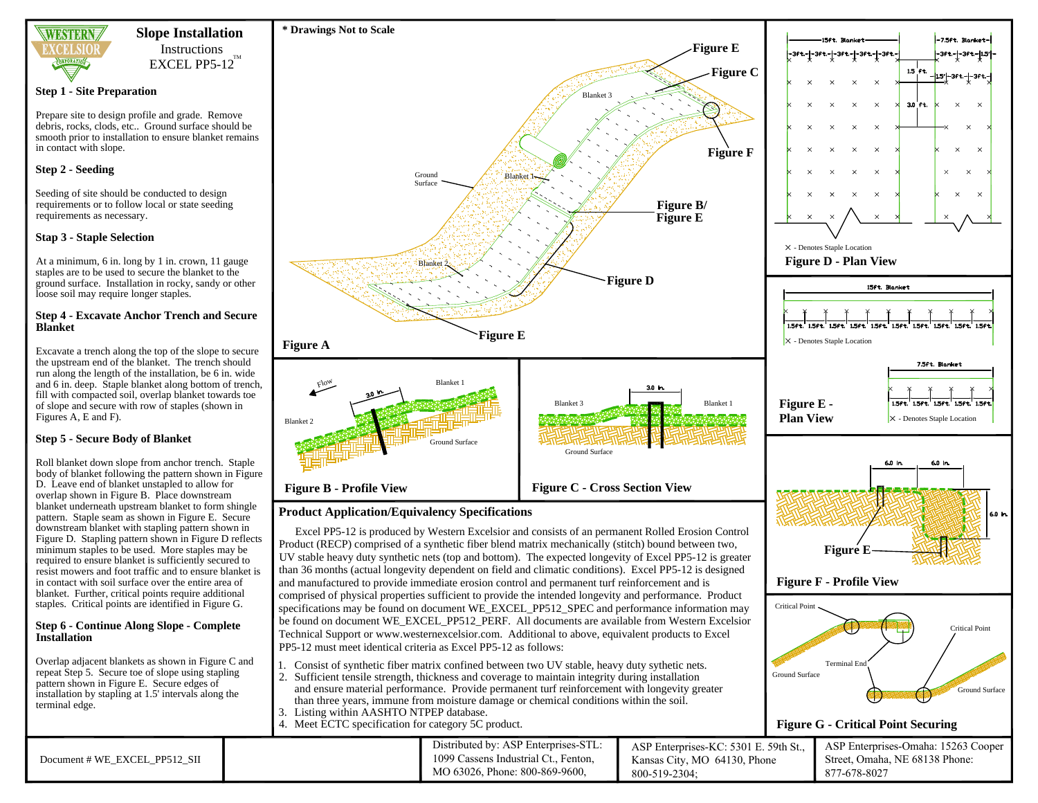# Slope Installation

Instructions

EXCEL PP5-12™

### Step 1 - Site Preparation

Prepare site to design profile and grade. Remove debris, rocks, clods, etc.. Ground surface should be smooth prior to installation to ensure blanket remains in contact with slope.

### Step 2 - Seeding

Seeding of site should be conducted to design requirements or to follow local or state seeding requirements as necessary.

### Stap 3 - Staple Selection

At a minimum, 6 in. long by 1 in. crown, 11 gauge staples are to be used to secure the blanket to the ground surface. Installation in rocky, sandy or other loose soil may require longer staples.

### Step 4 - Excavate Anchor Trench and Secure Blanket

Excavate a trench along the top of the slope to secure the upstream end of the blanket. The trench should run along the length of the installation, be 6 in. wide and 6 in. deep. Staple blanket along bottom of trench, fill with compacted soil, overlap blanket towards toe of slope and secure with row of staples (shown in Figures A, E and F).

### Step 5 - Secure Body of Blanket

Roll blanket down slope from anchor trench. Staple body of blanket following the pattern shown in Figure D. Leave end of blanket unstapled to allow for overlap shown in Figure B. Place downstream blanket underneath upstream blanket to form shingle pattern. Staple seam as shown in Figure E. Secure downstream blanket with stapling pattern shown in Figure D. Stapling pattern shown in Figure D reflects minimum staples to be used. More staples may be required to ensure blanket is sufficiently secured to resist mowers and foot traffic and to ensure blanket is in contact with soil surface over the entire area of blanket. Further, critical points require additional staples. Critical points are identified in Figure G.

### Step 6 - Continue Along Slope - Complete Installation

Overlap adjacent blankets as shown in Figure C and repeat Step 5. Secure toe of slope using stapling pattern shown in Figure E. Secure edges of installation by stapling at 1.5' intervals along the terminal edge.

\* Drawings Not to Scale

Figure A

Figure B - Profile View

Figure C - Cross Section View

Figure D - Plan View

Figure E - Plan View

Figure F - Profile View

Figure G - Critical Point Securing

### Product Application/Equivalency Specifications

Excel PP5-12 is produced by Western Excelsior and consists of an permanent Rolled Erosion Control Product (RECP) comprised of a synthetic fiber blend matrix mechanically (stitch) bound between two, UV stable heavy duty synthetic nets (top and bottom). The expected longevity of Excel PP5-12 is greater than 36 months (actual longevity dependent on field and climatic conditions). Excel PP5-12 is designed and manufactured to provide immediate erosion control and permanent turf reinforcement and is comprised of physical properties sufficient to provide the intended longevity and performance. Product specifications may be found on document WE_EXCEL_PP512_SPEC and performance information may be found on document WE_EXCEL_PP512_PERF. All documents are available from Western Excelsior Technical Support or www.westernexcelsior.com. Additional to above, equivalent products to Excel PP5-12 must meet identical criteria as Excel PP5-12 as follows:

1. Consist of synthetic fiber matrix confined between two UV stable, heavy duty sythetic nets.
2. Sufficient tensile strength, thickness and coverage to maintain integrity during installation and ensure material performance. Provide permanent turf reinforcement with longevity greater than three years, immune from moisture damage or chemical conditions within the soil.
3. Listing within AASHTO NTPEP database.
4. Meet ECTC specification for category 5C product.

Document # WE_EXCEL_PP512_SII

Distributed by: ASP Enterprises-STL: 1099 Cassens Industrial Ct., Fenton, MO 63026, Phone: 800-869-9600,

ASP Enterprises-KC: 5301 E. 59th St., Kansas City, MO 64130, Phone 800-519-2304;

ASP Enterprises-Omaha: 15263 Cooper Street, Omaha, NE 68138 Phone: 877-678-8027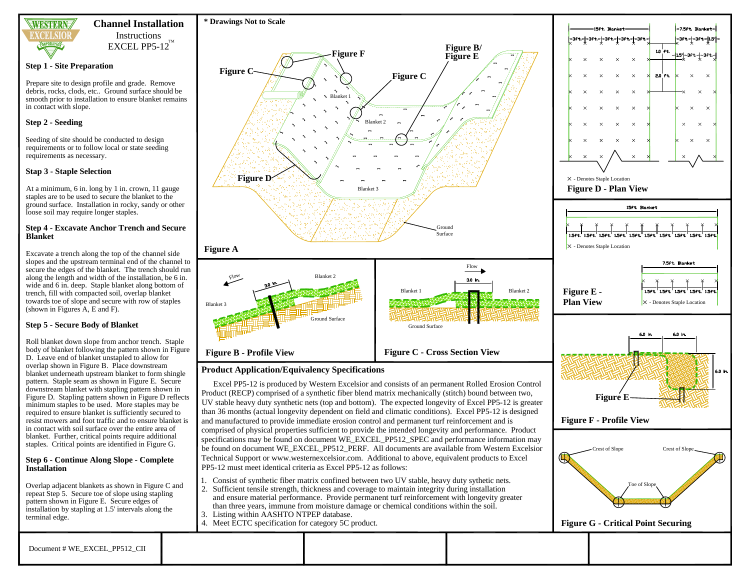# Channel Installation

Instructions

EXCEL PP5-12™

### Step 1 - Site Preparation

Prepare site to design profile and grade. Remove debris, rocks, clods, etc.. Ground surface should be smooth prior to installation to ensure blanket remains in contact with slope.

### Step 2 - Seeding

Seeding of site should be conducted to design requirements or to follow local or state seeding requirements as necessary.

### Stap 3 - Staple Selection

At a minimum, 6 in. long by 1 in. crown, 11 gauge staples are to be used to secure the blanket to the ground surface. Installation in rocky, sandy or other loose soil may require longer staples.

### Step 4 - Excavate Anchor Trench and Secure Blanket

Excavate a trench along the top of the channel side slopes and the upstream terminal end of the channel to secure the edges of the blanket. The trench should run along the length and width of the installation, be 6 in. wide and 6 in. deep. Staple blanket along bottom of trench, fill with compacted soil, overlap blanket towards toe of slope and secure with row of staples (shown in Figures A, E and F).

### Step 5 - Secure Body of Blanket

Roll blanket down slope from anchor trench. Staple body of blanket following the pattern shown in Figure D. Leave end of blanket unstapled to allow for overlap shown in Figure B. Place downstream blanket underneath upstream blanket to form shingle pattern. Staple seam as shown in Figure E. Secure downstream blanket with stapling pattern shown in Figure D. Stapling pattern shown in Figure D reflects minimum staples to be used. More staples may be required to ensure blanket is sufficiently secured to resist mowers and foot traffic and to ensure blanket is in contact with soil surface over the entire area of blanket. Further, critical points require additional staples. Critical points are identified in Figure G.

### Step 6 - Continue Along Slope - Complete Installation

Overlap adjacent blankets as shown in Figure C and repeat Step 5. Secure toe of slope using stapling pattern shown in Figure E. Secure edges of installation by stapling at 1.5' intervals along the terminal edge.

\* Drawings Not to Scale

Figure A

Figure B - Profile View

Figure C - Cross Section View

Figure D - Plan View

Figure E - Plan View

Figure F - Profile View

Figure G - Critical Point Securing

### Product Application/Equivalency Specifications

Excel PP5-12 is produced by Western Excelsior and consists of an permanent Rolled Erosion Control Product (RECP) comprised of a synthetic fiber blend matrix mechanically (stitch) bound between two, UV stable heavy duty synthetic nets (top and bottom). The expected longevity of Excel PP5-12 is greater than 36 months (actual longevity dependent on field and climatic conditions). Excel PP5-12 is designed and manufactured to provide immediate erosion control and permanent turf reinforcement and is comprised of physical properties sufficient to provide the intended longevity and performance. Product specifications may be found on document WE_EXCEL_PP512_SPEC and performance information may be found on document WE_EXCEL_PP512_PERF. All documents are available from Western Excelsior Technical Support or www.westernexcelsior.com. Additional to above, equivalent products to Excel PP5-12 must meet identical criteria as Excel PP5-12 as follows:

1. Consist of synthetic fiber matrix confined between two UV stable, heavy duty sythetic nets.
2. Sufficient tensile strength, thickness and coverage to maintain integrity during installation and ensure material performance. Provide permanent turf reinforcement with longevity greater than three years, immune from moisture damage or chemical conditions within the soil.
3. Listing within AASHTO NTPEP database.
4. Meet ECTC specification for category 5C product.

Document # WE_EXCEL_PP512_CII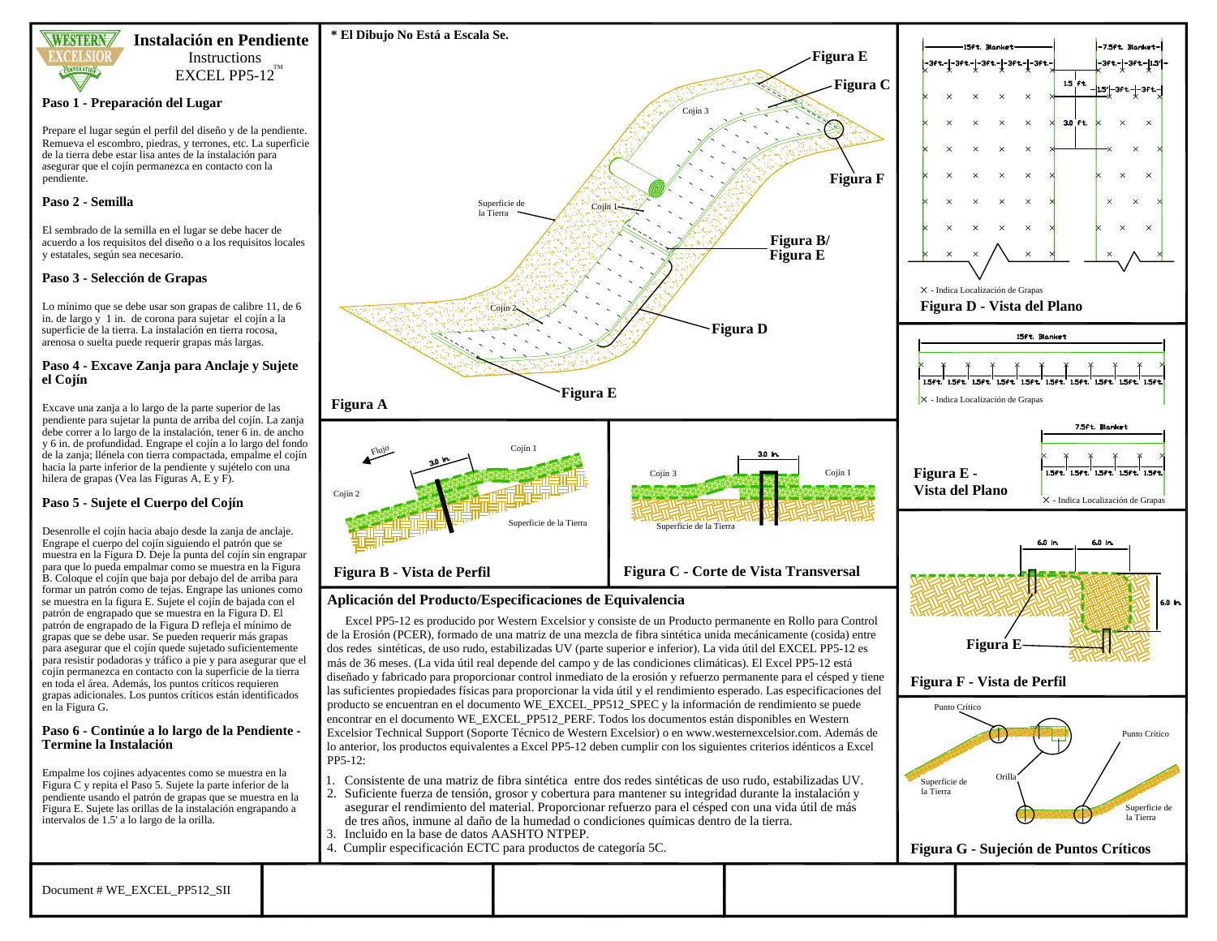# Instalación en Pendiente

Instructions
EXCEL PP5-12™

## Paso 1 - Preparación del Lugar

Prepare el lugar según el perfil del diseño y de la pendiente. Remueva el escombro, piedras, y terrones, etc. La superficie de la tierra debe estar lisa antes de la instalación para asegurar que el cojín permanezca en contacto con la pendiente.

## Paso 2 - Semilla

El sembrado de la semilla en el lugar se debe hacer de acuerdo a los requisitos del diseño o a los requisitos locales y estatales, según sea necesario.

## Paso 3 - Selección de Grapas

Lo mínimo que se debe usar son grapas de calibre 11, de 6 in. de largo y 1 in. de corona para sujetar el cojín a la superficie de la tierra. La instalación en tierra rocosa, arenosa o suelta puede requerir grapas más largas.

## Paso 4 - Excave Zanja para Anclaje y Sujete el Cojín

Excave una zanja a lo largo de la parte superior de las pendiente para sujetar la punta de arriba del cojín. La zanja debe correr a lo largo de la instalación, tener 6 in. de ancho y 6 in. de profundidad. Engrape el cojín a lo largo del fondo de la zanja; llénela con tierra compactada, empalme el cojín hacia la parte inferior de la pendiente y sujételo con una hilera de grapas (Vea las Figuras A, E y F).

## Paso 5 - Sujete el Cuerpo del Cojín

Desenrolle el cojín hacia abajo desde la zanja de anclaje. Engrape el cuerpo del cojín siguiendo el patrón que se muestra en la Figura D. Deje la punta del cojín sin engrapar para que lo pueda empalmar como se muestra en la Figura B. Coloque el cojín que baja por debajo del de arriba para formar un patrón como de tejas. Engrape las uniones como se muestra en la figura E. Sujete el cojín de bajada con el patrón de engrapado que se muestra en la Figura D. El patrón de engrapado de la Figura D refleja el mínimo de grapas que se debe usar. Se pueden requerir más grapas para asegurar que el cojín quede sujetado suficientemente para resistir podadoras y tráfico a pie y para asegurar que el cojín permanezca en contacto con la superficie de la tierra en toda el área. Además, los puntos críticos requieren grapas adicionales. Los puntos críticos están identificados en la Figura G.

## Paso 6 - Continúe a lo largo de la Pendiente - Termine la Instalación

Empalme los cojines adyacentes como se muestra en la Figura C y repita el Paso 5. Sujete la parte inferior de la pendiente usando el patrón de grapas que se muestra en la Figura E. Sujete las orillas de la instalación engrapando a intervalos de 1.5' a lo largo de la orilla.

\* El Dibujo No Está a Escala Se.

Figura A

Figura B - Vista de Perfil

Figura C - Corte de Vista Transversal

Figura D - Vista del Plano

× - Indica Localización de Grapas

Figura E - Vista del Plano

× - Indica Localización de Grapas

Figura F - Vista de Perfil

Figura G - Sujeción de Puntos Críticos

## Aplicación del Producto/Especificaciones de Equivalencia

Excel PP5-12 es producido por Western Excelsior y consiste de un Producto permanente en Rollo para Control de la Erosión (PCER), formado de una matriz de una mezcla de fibra sintética unida mecánicamente (cosida) entre dos redes sintéticas, de uso rudo, estabilizadas UV (parte superior e inferior). La vida útil del EXCEL PP5-12 es más de 36 meses. (La vida útil real depende del campo y de las condiciones climáticas). El Excel PP5-12 está diseñado y fabricado para proporcionar control inmediato de la erosión y refuerzo permanente para el césped y tiene las suficientes propiedades físicas para proporcionar la vida útil y el rendimiento esperado. Las especificaciones del producto se encuentran en el documento WE_EXCEL_PP512_SPEC y la información de rendimiento se puede encontrar en el documento WE_EXCEL_PP512_PERF. Todos los documentos están disponibles en Western Excelsior Technical Support (Soporte Técnico de Western Excelsior) o en www.westernexcelsior.com. Además de lo anterior, los productos equivalentes a Excel PP5-12 deben cumplir con los siguientes criterios idénticos a Excel PP5-12:

1. Consistente de una matriz de fibra sintética entre dos redes sintéticas de uso rudo, estabilizadas UV.
2. Suficiente fuerza de tensión, grosor y cobertura para mantener su integridad durante la instalación y asegurar el rendimiento del material. Proporcionar refuerzo para el césped con una vida útil de más de tres años, inmune al daño de la humedad o condiciones químicas dentro de la tierra.
3. Incluido en la base de datos AASHTO NTPEP.
4. Cumplir especificación ECTC para productos de categoría 5C.

Document # WE_EXCEL_PP512_SII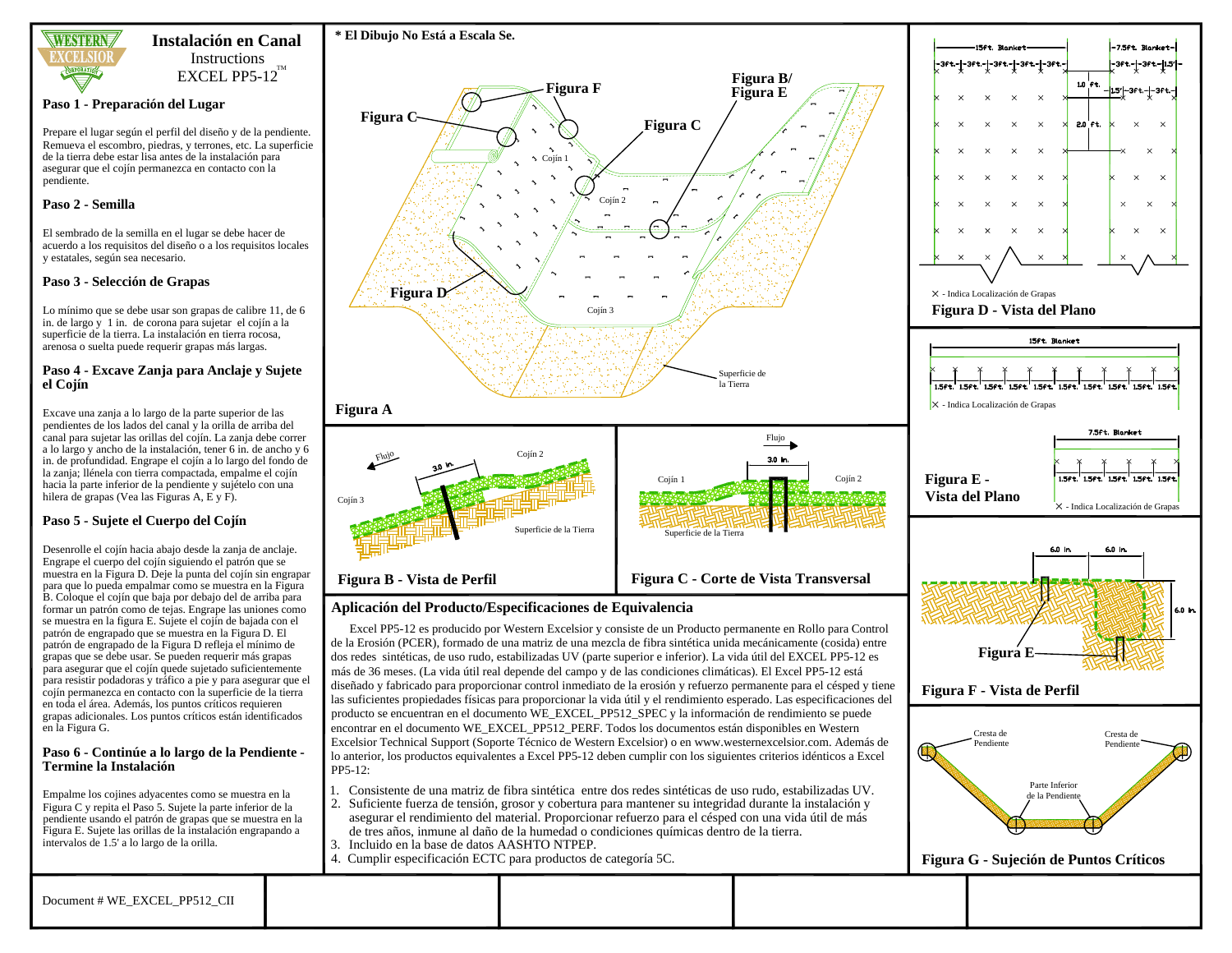# Instalación en Canal

Instructions

EXCEL PP5-12™

## Paso 1 - Preparación del Lugar

Prepare el lugar según el perfil del diseño y de la pendiente. Remueva el escombro, piedras, y terrones, etc. La superficie de la tierra debe estar lisa antes de la instalación para asegurar que el cojín permanezca en contacto con la pendiente.

## Paso 2 - Semilla

El sembrado de la semilla en el lugar se debe hacer de acuerdo a los requisitos del diseño o a los requisitos locales y estatales, según sea necesario.

## Paso 3 - Selección de Grapas

Lo mínimo que se debe usar son grapas de calibre 11, de 6 in. de largo y 1 in. de corona para sujetar el cojín a la superficie de la tierra. La instalación en tierra rocosa, arenosa o suelta puede requerir grapas más largas.

## Paso 4 - Excave Zanja para Anclaje y Sujete el Cojín

Excave una zanja a lo largo de la parte superior de las pendientes de los lados del canal y la orilla de arriba del canal para sujetar las orillas del cojín. La zanja debe correr a lo largo y ancho de la instalación, tener 6 in. de ancho y 6 in. de profundidad. Engrape el cojín a lo largo del fondo de la zanja; llénela con tierra compactada, empalme el cojín hacia la parte inferior de la pendiente y sujételo con una hilera de grapas (Vea las Figuras A, E y F).

## Paso 5 - Sujete el Cuerpo del Cojín

Desenrolle el cojín hacia abajo desde la zanja de anclaje. Engrape el cuerpo del cojín siguiendo el patrón que se muestra en la Figura D. Deje la punta del cojín sin engrapar para que lo pueda empalmar como se muestra en la Figura B. Coloque el cojín que baja por debajo del de arriba para formar un patrón como de tejas. Engrape las uniones como se muestra en la figura E. Sujete el cojín de bajada con el patrón de engrapado que se muestra en la Figura D. El patrón de engrapado de la Figura D refleja el mínimo de grapas que se debe usar. Se pueden requerir más grapas para asegurar que el cojín quede sujetado suficientemente para resistir podadoras y tráfico a pie y para asegurar que el cojín permanezca en contacto con la superficie de la tierra en toda el área. Además, los puntos críticos requieren grapas adicionales. Los puntos críticos están identificados en la Figura G.

## Paso 6 - Continúe a lo largo de la Pendiente - Termine la Instalación

Empalme los cojines adyacentes como se muestra en la Figura C y repita el Paso 5. Sujete la parte inferior de la pendiente usando el patrón de grapas que se muestra en la Figura E. Sujete las orillas de la instalación engrapando a intervalos de 1.5' a lo largo de la orilla.

\* El Dibujo No Está a Escala Se.

Figura F
Figura B/ Figura E
Figura C
Figura C
Cojín 1
Cojín 2
Figura D
Cojín 3
Superficie de la Tierra

**Figura A**

Flujo
3.0 in.
Cojín 2
Cojín 3
Superficie de la Tierra

**Figura B - Vista de Perfil**

Flujo
3.0 in.
Cojín 1
Cojín 2
Superficie de la Tierra

**Figura C - Corte de Vista Transversal**

15ft. Blanket
7.5ft. Blanket
3ft. 3ft. 3ft. 3ft. 3ft.
3ft. 3ft. 1.5'
1.0 ft.
1.5' 3ft. 3ft.
2.0 ft.
X - Indica Localización de Grapas

**Figura D - Vista del Plano**

15ft. Blanket
1.5ft. 1.5ft. 1.5ft. 1.5ft. 1.5ft. 1.5ft. 1.5ft. 1.5ft. 1.5ft. 1.5ft.
X - Indica Localización de Grapas
7.5ft. Blanket
1.5ft. 1.5ft. 1.5ft. 1.5ft. 1.5ft.

**Figura E - Vista del Plano**

X - Indica Localización de Grapas

6.0 in.
6.0 in.
6.0 in.
Figura E

**Figura F - Vista de Perfil**

Cresta de Pendiente
Cresta de Pendiente
Parte Inferior de la Pendiente

**Figura G - Sujeción de Puntos Críticos**

## Aplicación del Producto/Especificaciones de Equivalencia

Excel PP5-12 es producido por Western Excelsior y consiste de un Producto permanente en Rollo para Control de la Erosión (PCER), formado de una matriz de una mezcla de fibra sintética unida mecánicamente (cosida) entre dos redes sintéticas, de uso rudo, estabilizadas UV (parte superior e inferior). La vida útil del EXCEL PP5-12 es más de 36 meses. (La vida útil real depende del campo y de las condiciones climáticas). El Excel PP5-12 está diseñado y fabricado para proporcionar control inmediato de la erosión y refuerzo permanente para el césped y tiene las suficientes propiedades físicas para proporcionar la vida útil y el rendimiento esperado. Las especificaciones del producto se encuentran en el documento WE_EXCEL_PP512_SPEC y la información de rendimiento se puede encontrar en el documento WE_EXCEL_PP512_PERF. Todos los documentos están disponibles en Western Excelsior Technical Support (Soporte Técnico de Western Excelsior) o en www.westernexcelsior.com. Además de lo anterior, los productos equivalentes a Excel PP5-12 deben cumplir con los siguientes criterios idénticos a Excel PP5-12:

1. Consistente de una matriz de fibra sintética entre dos redes sintéticas de uso rudo, estabilizadas UV.
2. Suficiente fuerza de tensión, grosor y cobertura para mantener su integridad durante la instalación y asegurar el rendimiento del material. Proporcionar refuerzo para el césped con una vida útil de más de tres años, inmune al daño de la humedad o condiciones químicas dentro de la tierra.
3. Incluido en la base de datos AASHTO NTPEP.
4. Cumplir especificación ECTC para productos de categoría 5C.

Document # WE_EXCEL_PP512_CII